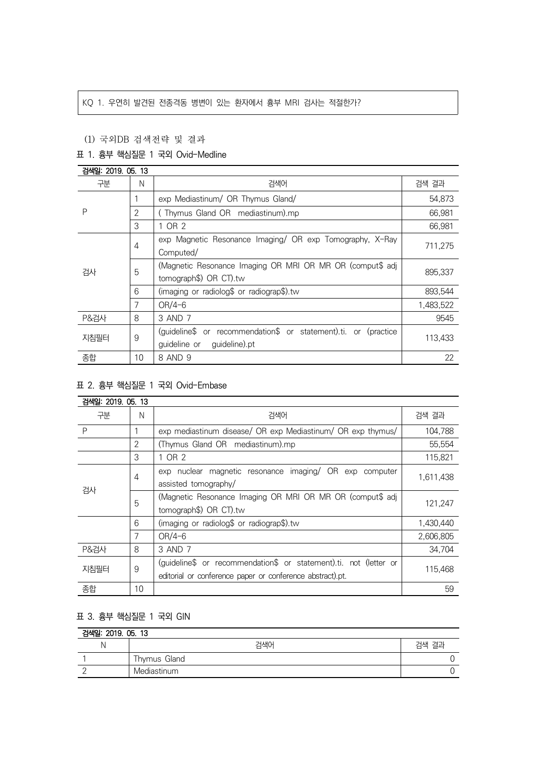KQ 1. 우연히 발견된 전종격동 병변이 있는 환자에서 흉부 MRI 검사는 적절한가?

(1) 국외DB 검색전략 및 결과

표 1. 흉부 핵심질문 1 국외 Ovid-Medline

| 검색일: 2019. 05. 13 | | | |
|---|---|---|---|
| 구분 | N | 검색어 | 검색 결과 |
| P | 1 | exp Mediastinum/ OR Thymus Gland/ | 54,873 |
| | 2 | ( Thymus Gland OR mediastinum).mp | 66,981 |
| | 3 | 1 OR 2 | 66,981 |
| 검사 | 4 | exp Magnetic Resonance Imaging/ OR exp Tomography, X-Ray Computed/ | 711,275 |
| | 5 | (Magnetic Resonance Imaging OR MRI OR MR OR (comput$ adj tomograph$) OR CT).tw | 895,337 |
| | 6 | (imaging or radiolog$ or radiograp$).tw | 893,544 |
| | 7 | OR/4-6 | 1,483,522 |
| P&검사 | 8 | 3 AND 7 | 9545 |
| 지침필터 | 9 | (guideline$ or recommendation$ or statement).ti. or (practice guideline or guideline).pt | 113,433 |
| 종합 | 10 | 8 AND 9 | 22 |

표 2. 흉부 핵심질문 1 국외 Ovid-Embase

| 검색일: 2019. 05. 13 | | | |
|---|---|---|---|
| 구분 | N | 검색어 | 검색 결과 |
| P | 1 | exp mediastinum disease/ OR exp Mediastinum/ OR exp thymus/ | 104,788 |
| | 2 | (Thymus Gland OR mediastinum).mp | 55,554 |
| | 3 | 1 OR 2 | 115,821 |
| 검사 | 4 | exp nuclear magnetic resonance imaging/ OR exp computer assisted tomography/ | 1,611,438 |
| | 5 | (Magnetic Resonance Imaging OR MRI OR MR OR (comput$ adj tomograph$) OR CT).tw | 121,247 |
| | 6 | (imaging or radiolog$ or radiograp$).tw | 1,430,440 |
| | 7 | OR/4-6 | 2,606,805 |
| P&검사 | 8 | 3 AND 7 | 34,704 |
| 지침필터 | 9 | (guideline$ or recommendation$ or statement).ti. not (letter or editorial or conference paper or conference abstract).pt. | 115,468 |
| 종합 | 10 | | 59 |

표 3. 흉부 핵심질문 1 국외 GIN

| 검색일: 2019. 05. 13 | | |
|---|---|---|
| N | 검색어 | 검색 결과 |
| 1 | Thymus Gland | 0 |
| 2 | Mediastinum | 0 |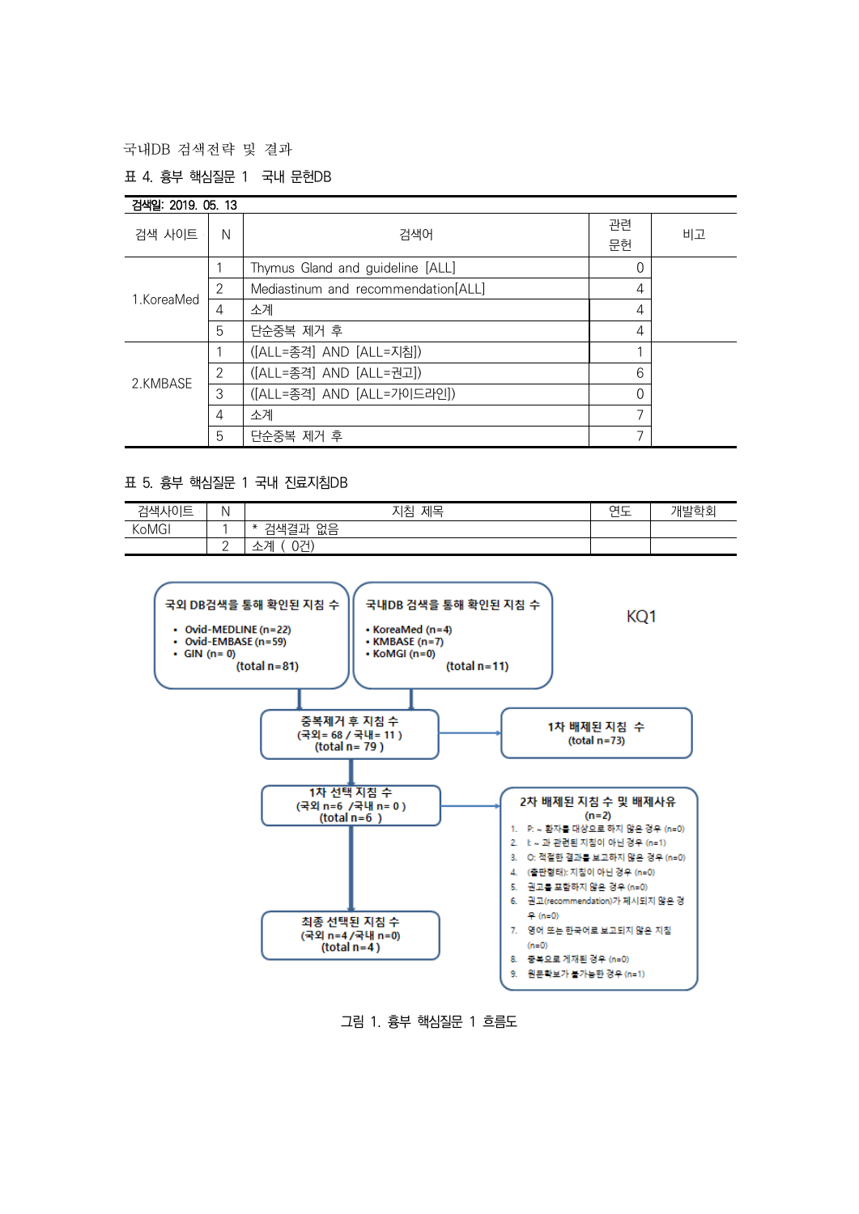국내DB 검색전략 및 결과

표 4. 흉부 핵심질문 1 국내 문헌DB

| 검색일: 2019. 05. 13 | | | | |
|---|---|---|---|---|
| 검색 사이트 | N | 검색어 | 관련 문헌 | 비고 |
| 1.KoreaMed | 1 | Thymus Gland and guideline [ALL] | 0 | |
| | 2 | Mediastinum and recommendation[ALL] | 4 | |
| | 4 | 소계 | 4 | |
| | 5 | 단순중복 제거 후 | 4 | |
| 2.KMBASE | 1 | ([ALL=종격] AND [ALL=지침]) | 1 | |
| | 2 | ([ALL=종격] AND [ALL=권고]) | 6 | |
| | 3 | ([ALL=종격] AND [ALL=가이드라인]) | 0 | |
| | 4 | 소계 | 7 | |
| | 5 | 단순중복 제거 후 | 7 | |

표 5. 흉부 핵심질문 1 국내 진료지침DB

| 검색사이트 | N | 지침 제목 | 연도 | 개발학회 |
|---|---|---|---|---|
| KoMGI | 1 | * 검색결과 없음 | | |
| | 2 | 소계 ( 0건) | | |

KQ1

국외 DB검색을 통해 확인된 지침 수
- Ovid-MEDLINE (n=22)
- Ovid-EMBASE (n=59)
- GIN (n= 0)

(total n=81)

국내DB 검색을 통해 확인된 지침 수
- KoreaMed (n=4)
- KMBASE (n=7)
- KoMGI (n=0)

(total n=11)

중복제거 후 지침 수
(국외= 68 / 국내= 11 )
(total n= 79 )

1차 배제된 지침 수
(total n=73)

1차 선택 지침 수
(국외 n=6 /국내 n= 0 )
(total n=6 )

2차 배제된 지침 수 및 배제사유
(n=2)
1. P: ~ 환자를 대상으로 하지 않은 경우 (n=0)
2. I: ~ 과 관련된 지침이 아닌 경우 (n=1)
3. O: 적절한 결과를 보고하지 않은 경우 (n=0)
4. (출판형태): 지침이 아닌 경우 (n=0)
5. 권고를 포함하지 않은 경우 (n=0)
6. 권고(recommendation)가 제시되지 않은 경우 (n=0)
7. 영어 또는 한국어로 보고되지 않은 지침 (n=0)
8. 중복으로 게재된 경우 (n=0)
9. 원문확보가 불가능한 경우 (n=1)

최종 선택된 지침 수
(국외 n=4 /국내 n=0)
(total n=4 )

그림 1. 흉부 핵심질문 1 흐름도